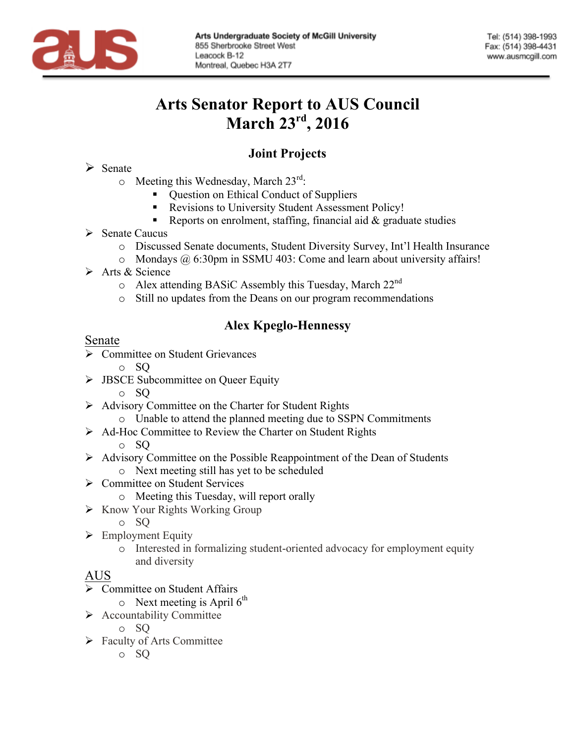Arts Undergraduate Society of McGill University
855 Sherbrooke Street West
Leacock B-12
Montreal, Quebec H3A 2T7

Tel: (514) 398-1993
Fax: (514) 398-4431
www.ausmcgill.com

# Arts Senator Report to AUS Council
# March 23rd, 2016

## Joint Projects

- Senate
  - Meeting this Wednesday, March 23rd:
    - Question on Ethical Conduct of Suppliers
    - Revisions to University Student Assessment Policy!
    - Reports on enrolment, staffing, financial aid & graduate studies
- Senate Caucus
  - Discussed Senate documents, Student Diversity Survey, Int'l Health Insurance
  - Mondays @ 6:30pm in SSMU 403: Come and learn about university affairs!
- Arts & Science
  - Alex attending BASiC Assembly this Tuesday, March 22nd
  - Still no updates from the Deans on our program recommendations

## Alex Kpeglo-Hennessy

### Senate

- Committee on Student Grievances
  - SQ
- JBSCE Subcommittee on Queer Equity
  - SQ
- Advisory Committee on the Charter for Student Rights
  - Unable to attend the planned meeting due to SSPN Commitments
- Ad-Hoc Committee to Review the Charter on Student Rights
  - SQ
- Advisory Committee on the Possible Reappointment of the Dean of Students
  - Next meeting still has yet to be scheduled
- Committee on Student Services
  - Meeting this Tuesday, will report orally
- Know Your Rights Working Group
  - SQ
- Employment Equity
  - Interested in formalizing student-oriented advocacy for employment equity and diversity

### AUS

- Committee on Student Affairs
  - Next meeting is April 6th
- Accountability Committee
  - SQ
- Faculty of Arts Committee
  - SQ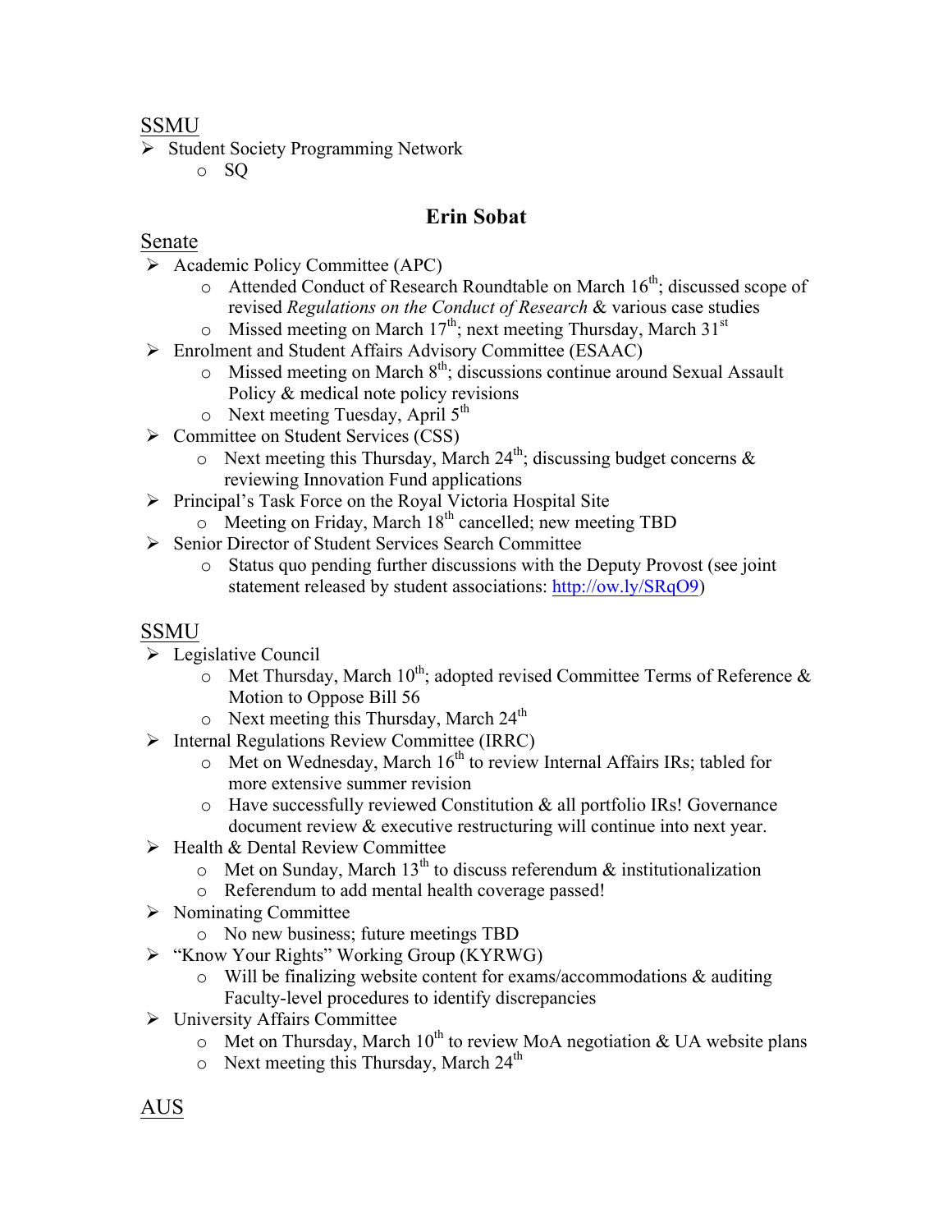SSMU

- Student Society Programming Network
  - SQ

## Erin Sobat

Senate

- Academic Policy Committee (APC)
  - Attended Conduct of Research Roundtable on March 16th; discussed scope of revised *Regulations on the Conduct of Research* & various case studies
  - Missed meeting on March 17th; next meeting Thursday, March 31st
- Enrolment and Student Affairs Advisory Committee (ESAAC)
  - Missed meeting on March 8th; discussions continue around Sexual Assault Policy & medical note policy revisions
  - Next meeting Tuesday, April 5th
- Committee on Student Services (CSS)
  - Next meeting this Thursday, March 24th; discussing budget concerns & reviewing Innovation Fund applications
- Principal's Task Force on the Royal Victoria Hospital Site
  - Meeting on Friday, March 18th cancelled; new meeting TBD
- Senior Director of Student Services Search Committee
  - Status quo pending further discussions with the Deputy Provost (see joint statement released by student associations: http://ow.ly/SRqO9)

SSMU

- Legislative Council
  - Met Thursday, March 10th; adopted revised Committee Terms of Reference & Motion to Oppose Bill 56
  - Next meeting this Thursday, March 24th
- Internal Regulations Review Committee (IRRC)
  - Met on Wednesday, March 16th to review Internal Affairs IRs; tabled for more extensive summer revision
  - Have successfully reviewed Constitution & all portfolio IRs! Governance document review & executive restructuring will continue into next year.
- Health & Dental Review Committee
  - Met on Sunday, March 13th to discuss referendum & institutionalization
  - Referendum to add mental health coverage passed!
- Nominating Committee
  - No new business; future meetings TBD
- "Know Your Rights" Working Group (KYRWG)
  - Will be finalizing website content for exams/accommodations & auditing Faculty-level procedures to identify discrepancies
- University Affairs Committee
  - Met on Thursday, March 10th to review MoA negotiation & UA website plans
  - Next meeting this Thursday, March 24th

AUS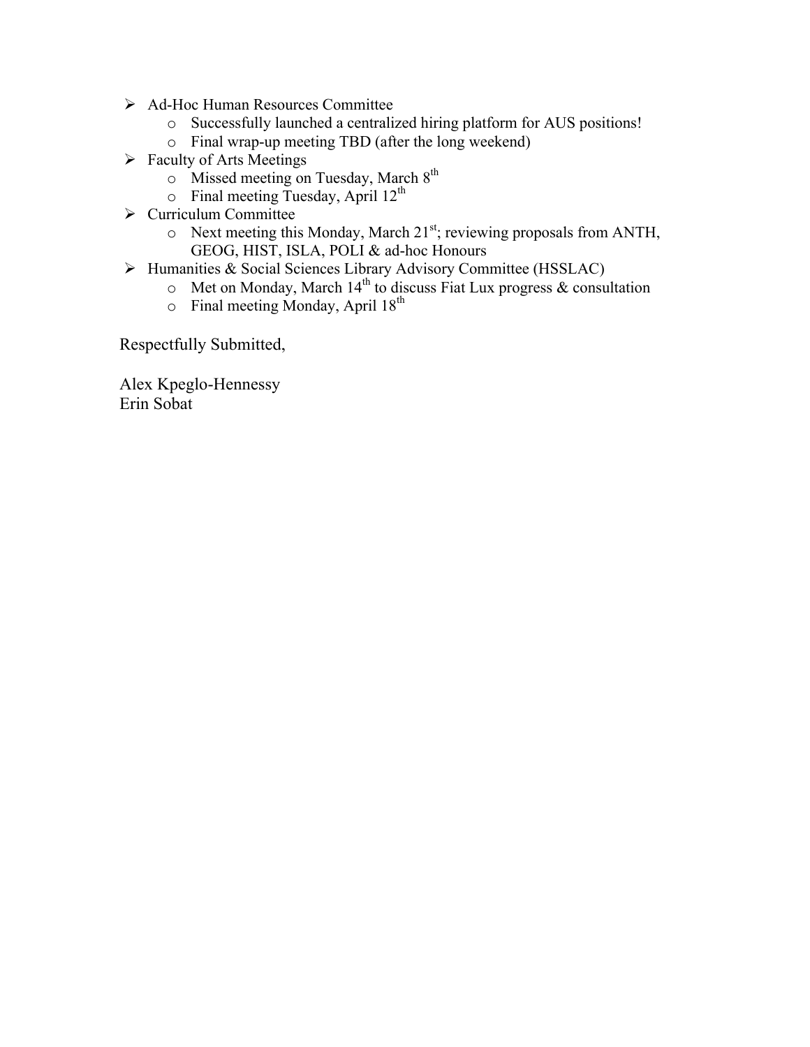- Ad-Hoc Human Resources Committee
    - Successfully launched a centralized hiring platform for AUS positions!
    - Final wrap-up meeting TBD (after the long weekend)
- Faculty of Arts Meetings
    - Missed meeting on Tuesday, March 8th
    - Final meeting Tuesday, April 12th
- Curriculum Committee
    - Next meeting this Monday, March 21st; reviewing proposals from ANTH, GEOG, HIST, ISLA, POLI & ad-hoc Honours
- Humanities & Social Sciences Library Advisory Committee (HSSLAC)
    - Met on Monday, March 14th to discuss Fiat Lux progress & consultation
    - Final meeting Monday, April 18th

Respectfully Submitted,

Alex Kpeglo-Hennessy
Erin Sobat